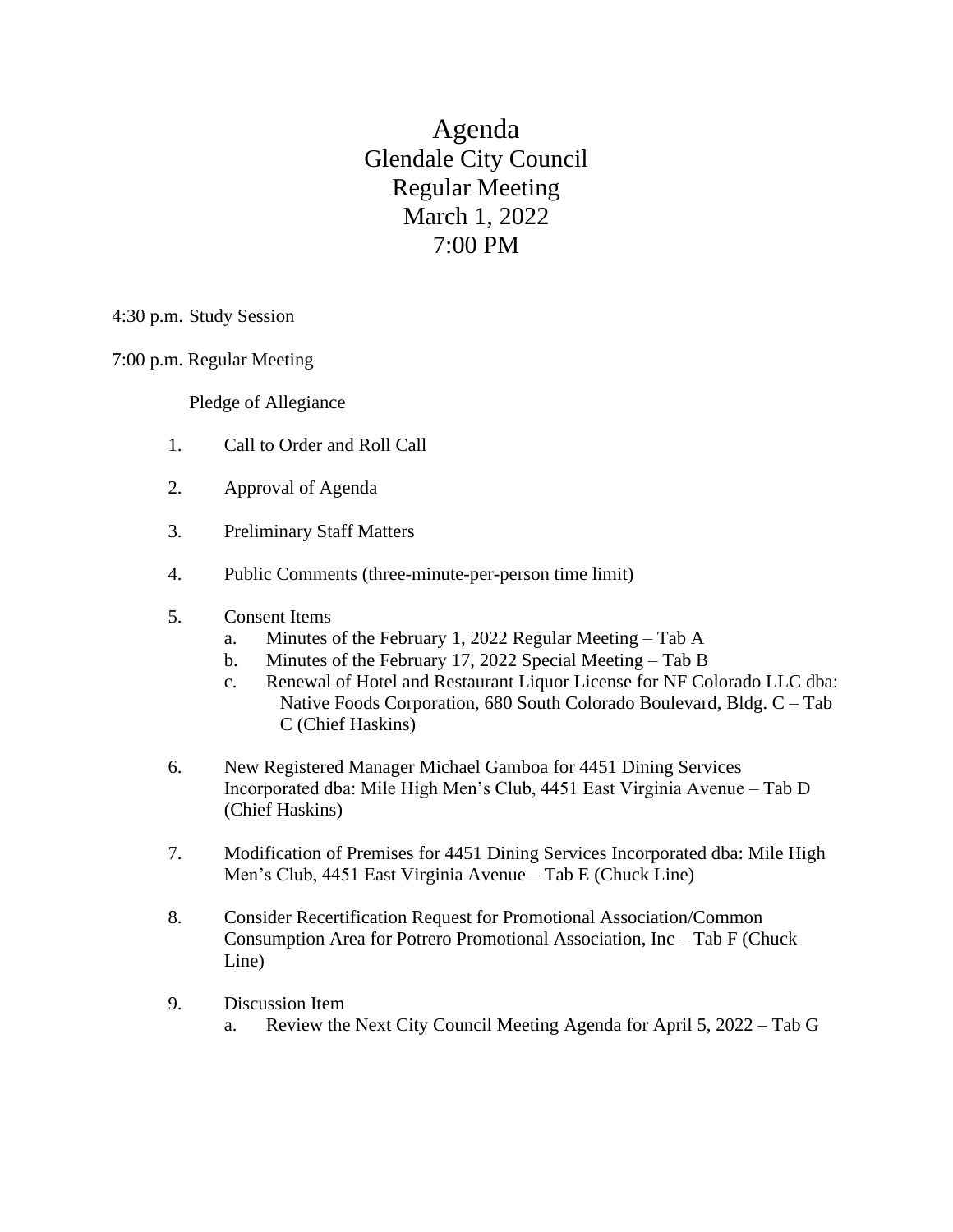# Agenda
## Glendale City Council
## Regular Meeting
## March 1, 2022
## 7:00 PM

4:30 p.m. Study Session

7:00 p.m. Regular Meeting

Pledge of Allegiance

1. Call to Order and Roll Call

2. Approval of Agenda

3. Preliminary Staff Matters

4. Public Comments (three-minute-per-person time limit)

5. Consent Items
   a. Minutes of the February 1, 2022 Regular Meeting – Tab A
   b. Minutes of the February 17, 2022 Special Meeting – Tab B
   c. Renewal of Hotel and Restaurant Liquor License for NF Colorado LLC dba: Native Foods Corporation, 680 South Colorado Boulevard, Bldg. C – Tab C (Chief Haskins)

6. New Registered Manager Michael Gamboa for 4451 Dining Services Incorporated dba: Mile High Men's Club, 4451 East Virginia Avenue – Tab D (Chief Haskins)

7. Modification of Premises for 4451 Dining Services Incorporated dba: Mile High Men's Club, 4451 East Virginia Avenue – Tab E (Chuck Line)

8. Consider Recertification Request for Promotional Association/Common Consumption Area for Potrero Promotional Association, Inc – Tab F (Chuck Line)

9. Discussion Item
   a. Review the Next City Council Meeting Agenda for April 5, 2022 – Tab G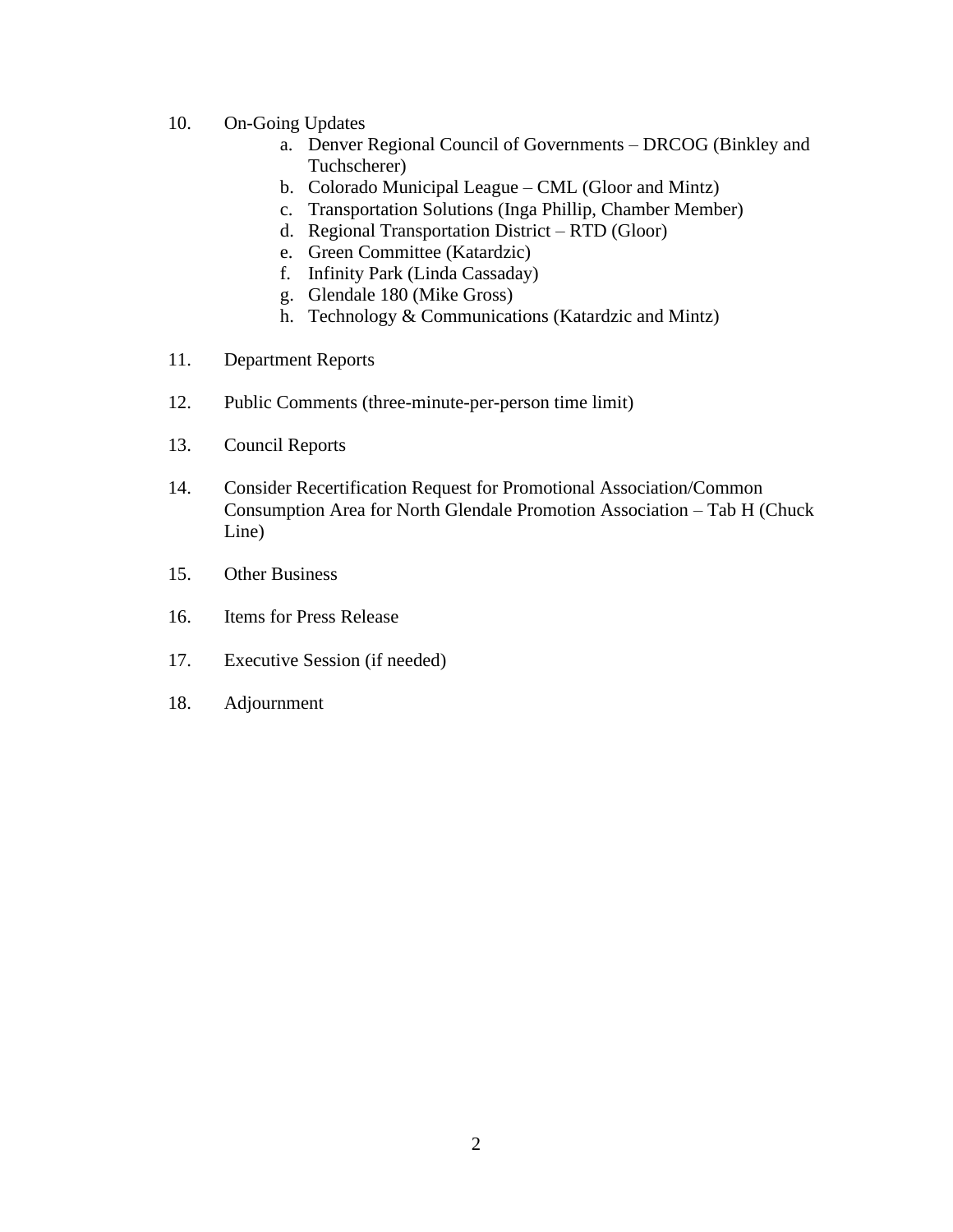10. On-Going Updates
    a. Denver Regional Council of Governments – DRCOG (Binkley and Tuchscherer)
    b. Colorado Municipal League – CML (Gloor and Mintz)
    c. Transportation Solutions (Inga Phillip, Chamber Member)
    d. Regional Transportation District – RTD (Gloor)
    e. Green Committee (Katardzic)
    f. Infinity Park (Linda Cassaday)
    g. Glendale 180 (Mike Gross)
    h. Technology & Communications (Katardzic and Mintz)

11. Department Reports

12. Public Comments (three-minute-per-person time limit)

13. Council Reports

14. Consider Recertification Request for Promotional Association/Common Consumption Area for North Glendale Promotion Association – Tab H (Chuck Line)

15. Other Business

16. Items for Press Release

17. Executive Session (if needed)

18. Adjournment